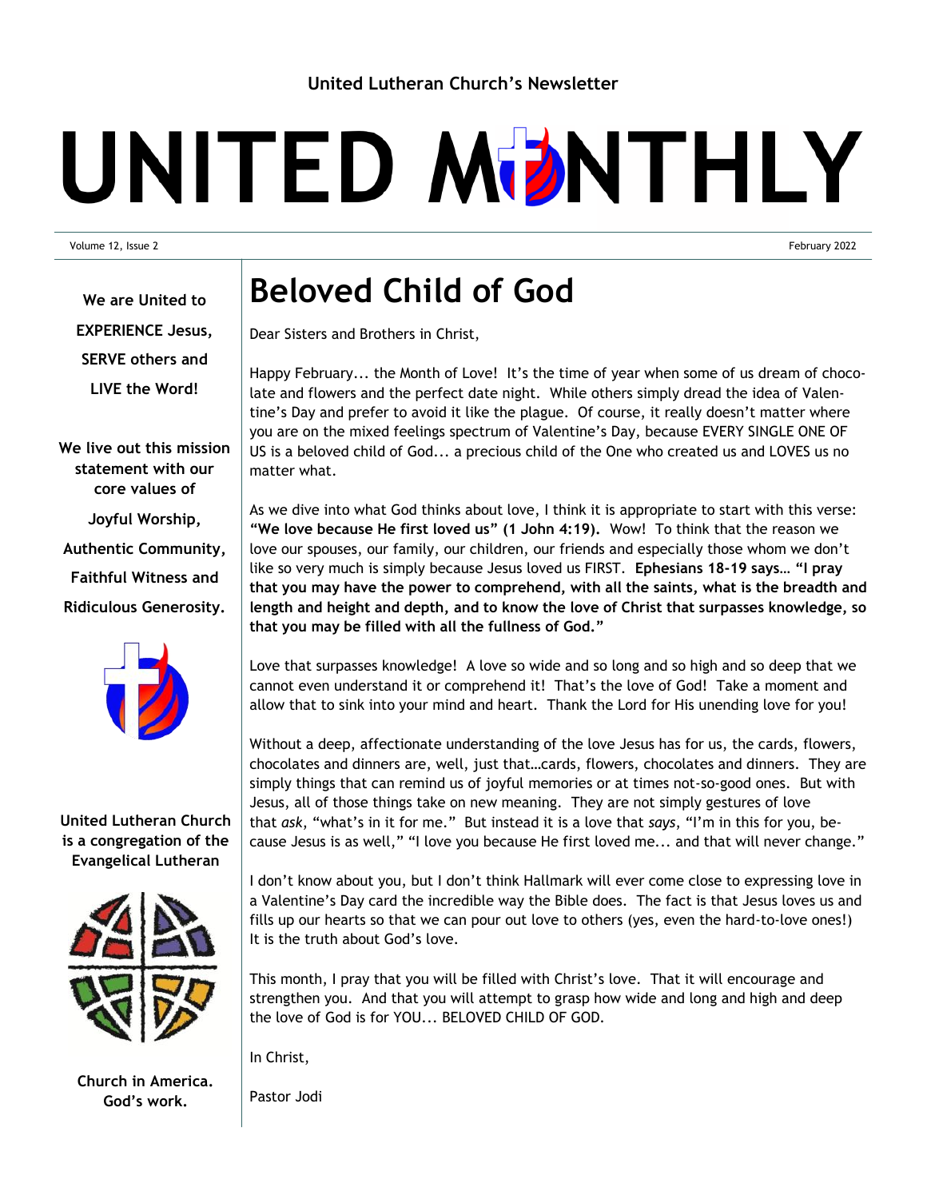United Lutheran Church's Newsletter

# UNITED MONTHLY

Volume 12, Issue 2 — February 2022

We are United to

EXPERIENCE Jesus,

SERVE others and

LIVE the Word!

We live out this mission statement with our core values of

Joyful Worship,

Authentic Community,

Faithful Witness and

Ridiculous Generosity.

United Lutheran Church is a congregation of the Evangelical Lutheran Church in America. God's work.

## Beloved Child of God

Dear Sisters and Brothers in Christ,

Happy February... the Month of Love! It's the time of year when some of us dream of chocolate and flowers and the perfect date night. While others simply dread the idea of Valentine's Day and prefer to avoid it like the plague. Of course, it really doesn't matter where you are on the mixed feelings spectrum of Valentine's Day, because EVERY SINGLE ONE OF US is a beloved child of God... a precious child of the One who created us and LOVES us no matter what.

As we dive into what God thinks about love, I think it is appropriate to start with this verse: **"We love because He first loved us" (1 John 4:19).** Wow! To think that the reason we love our spouses, our family, our children, our friends and especially those whom we don't like so very much is simply because Jesus loved us FIRST. **Ephesians 18-19 says… "I pray that you may have the power to comprehend, with all the saints, what is the breadth and length and height and depth, and to know the love of Christ that surpasses knowledge, so that you may be filled with all the fullness of God."**

Love that surpasses knowledge! A love so wide and so long and so high and so deep that we cannot even understand it or comprehend it! That's the love of God! Take a moment and allow that to sink into your mind and heart. Thank the Lord for His unending love for you!

Without a deep, affectionate understanding of the love Jesus has for us, the cards, flowers, chocolates and dinners are, well, just that…cards, flowers, chocolates and dinners. They are simply things that can remind us of joyful memories or at times not-so-good ones. But with Jesus, all of those things take on new meaning. They are not simply gestures of love that *ask*, "what's in it for me." But instead it is a love that *says*, "I'm in this for you, because Jesus is as well," "I love you because He first loved me... and that will never change."

I don't know about you, but I don't think Hallmark will ever come close to expressing love in a Valentine's Day card the incredible way the Bible does. The fact is that Jesus loves us and fills up our hearts so that we can pour out love to others (yes, even the hard-to-love ones!) It is the truth about God's love.

This month, I pray that you will be filled with Christ's love. That it will encourage and strengthen you. And that you will attempt to grasp how wide and long and high and deep the love of God is for YOU... BELOVED CHILD OF GOD.

In Christ,

Pastor Jodi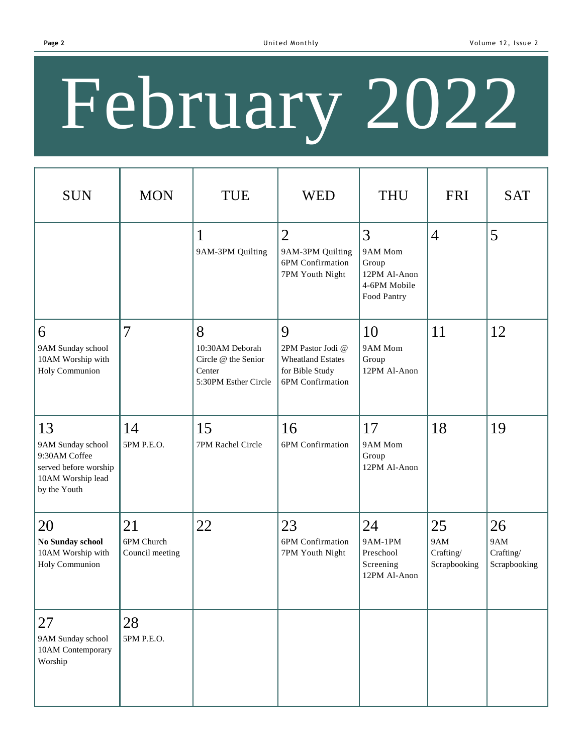# February 2022

| SUN | MON | TUE | WED | THU | FRI | SAT |
|---|---|---|---|---|---|---|
| | | 1<br>9AM-3PM Quilting | 2<br>9AM-3PM Quilting<br>6PM Confirmation<br>7PM Youth Night | 3<br>9AM Mom Group<br>12PM Al-Anon<br>4-6PM Mobile Food Pantry | 4 | 5 |
| 6<br>9AM Sunday school<br>10AM Worship with Holy Communion | 7 | 8<br>10:30AM Deborah Circle @ the Senior Center<br>5:30PM Esther Circle | 9<br>2PM Pastor Jodi @ Wheatland Estates for Bible Study<br>6PM Confirmation | 10<br>9AM Mom Group<br>12PM Al-Anon | 11 | 12 |
| 13<br>9AM Sunday school<br>9:30AM Coffee served before worship<br>10AM Worship lead by the Youth | 14<br>5PM P.E.O. | 15<br>7PM Rachel Circle | 16<br>6PM Confirmation | 17<br>9AM Mom Group<br>12PM Al-Anon | 18 | 19 |
| 20<br>**No Sunday school**<br>10AM Worship with Holy Communion | 21<br>6PM Church Council meeting | 22 | 23<br>6PM Confirmation<br>7PM Youth Night | 24<br>9AM-1PM Preschool Screening<br>12PM Al-Anon | 25<br>9AM Crafting/ Scrapbooking | 26<br>9AM Crafting/ Scrapbooking |
| 27<br>9AM Sunday school<br>10AM Contemporary Worship | 28<br>5PM P.E.O. | | | | | |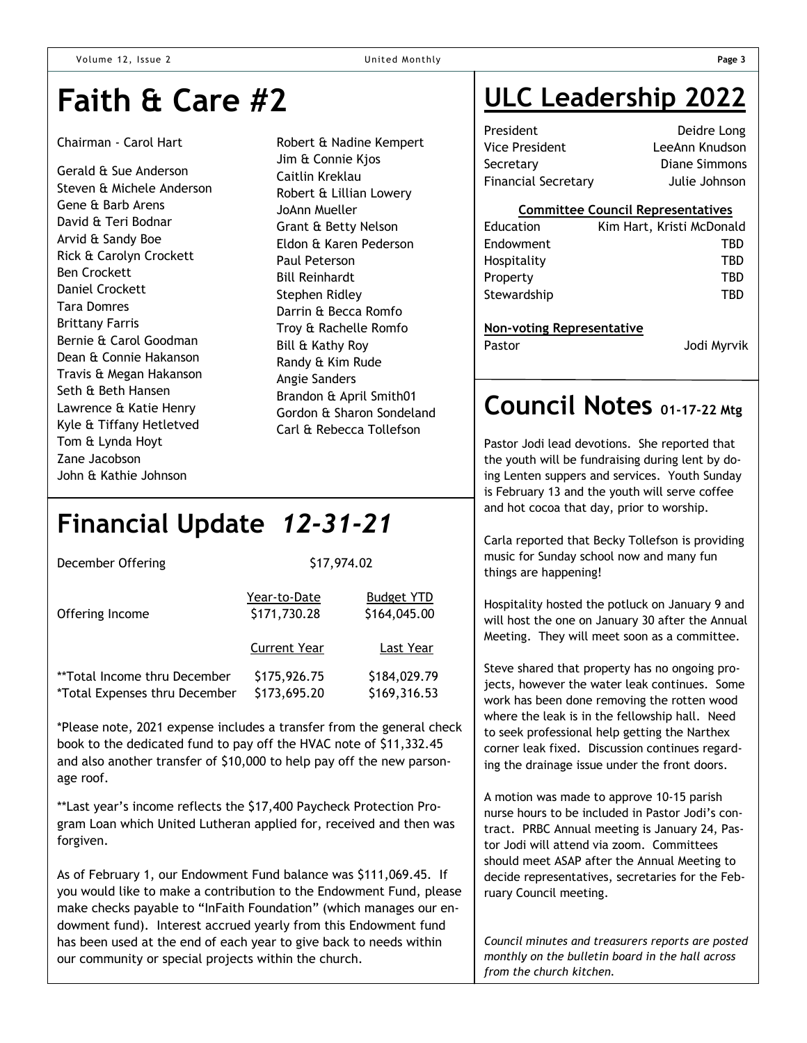# Faith & Care #2

Chairman - Carol Hart

Gerald & Sue Anderson
Steven & Michele Anderson
Gene & Barb Arens
David & Teri Bodnar
Arvid & Sandy Boe
Rick & Carolyn Crockett
Ben Crockett
Daniel Crockett
Tara Domres
Brittany Farris
Bernie & Carol Goodman
Dean & Connie Hakanson
Travis & Megan Hakanson
Seth & Beth Hansen
Lawrence & Katie Henry
Kyle & Tiffany Hetletved
Tom & Lynda Hoyt
Zane Jacobson
John & Kathie Johnson
Robert & Nadine Kempert
Jim & Connie Kjos
Caitlin Kreklau
Robert & Lillian Lowery
JoAnn Mueller
Grant & Betty Nelson
Eldon & Karen Pederson
Paul Peterson
Bill Reinhardt
Stephen Ridley
Darrin & Becca Romfo
Troy & Rachelle Romfo
Bill & Kathy Roy
Randy & Kim Rude
Angie Sanders
Brandon & April Smith01
Gordon & Sharon Sondeland
Carl & Rebecca Tollefson

# Financial Update *12-31-21*

December Offering $17,974.02

| | Year-to-Date | Budget YTD |
|---|---|---|
| Offering Income | $171,730.28 | $164,045.00 |
| | **Current Year** | **Last Year** |
| **Total Income thru December | $175,926.75 | $184,029.79 |
| *Total Expenses thru December | $173,695.20 | $169,316.53 |

*Please note, 2021 expense includes a transfer from the general check book to the dedicated fund to pay off the HVAC note of $11,332.45 and also another transfer of $10,000 to help pay off the new parsonage roof.

**Last year's income reflects the $17,400 Paycheck Protection Program Loan which United Lutheran applied for, received and then was forgiven.

As of February 1, our Endowment Fund balance was $111,069.45. If you would like to make a contribution to the Endowment Fund, please make checks payable to "InFaith Foundation" (which manages our endowment fund). Interest accrued yearly from this Endowment fund has been used at the end of each year to give back to needs within our community or special projects within the church.

# ULC Leadership 2022

| | |
|---|---|
| President | Deidre Long |
| Vice President | LeeAnn Knudson |
| Secretary | Diane Simmons |
| Financial Secretary | Julie Johnson |

**Committee Council Representatives**

| | |
|---|---|
| Education | Kim Hart, Kristi McDonald |
| Endowment | TBD |
| Hospitality | TBD |
| Property | TBD |
| Stewardship | TBD |

**Non-voting Representative**

Pastor Jodi Myrvik

# Council Notes 01-17-22 Mtg

Pastor Jodi lead devotions. She reported that the youth will be fundraising during lent by doing Lenten suppers and services. Youth Sunday is February 13 and the youth will serve coffee and hot cocoa that day, prior to worship.

Carla reported that Becky Tollefson is providing music for Sunday school now and many fun things are happening!

Hospitality hosted the potluck on January 9 and will host the one on January 30 after the Annual Meeting. They will meet soon as a committee.

Steve shared that property has no ongoing projects, however the water leak continues. Some work has been done removing the rotten wood where the leak is in the fellowship hall. Need to seek professional help getting the Narthex corner leak fixed. Discussion continues regarding the drainage issue under the front doors.

A motion was made to approve 10-15 parish nurse hours to be included in Pastor Jodi's contract. PRBC Annual meeting is January 24, Pastor Jodi will attend via zoom. Committees should meet ASAP after the Annual Meeting to decide representatives, secretaries for the February Council meeting.

*Council minutes and treasurers reports are posted monthly on the bulletin board in the hall across from the church kitchen.*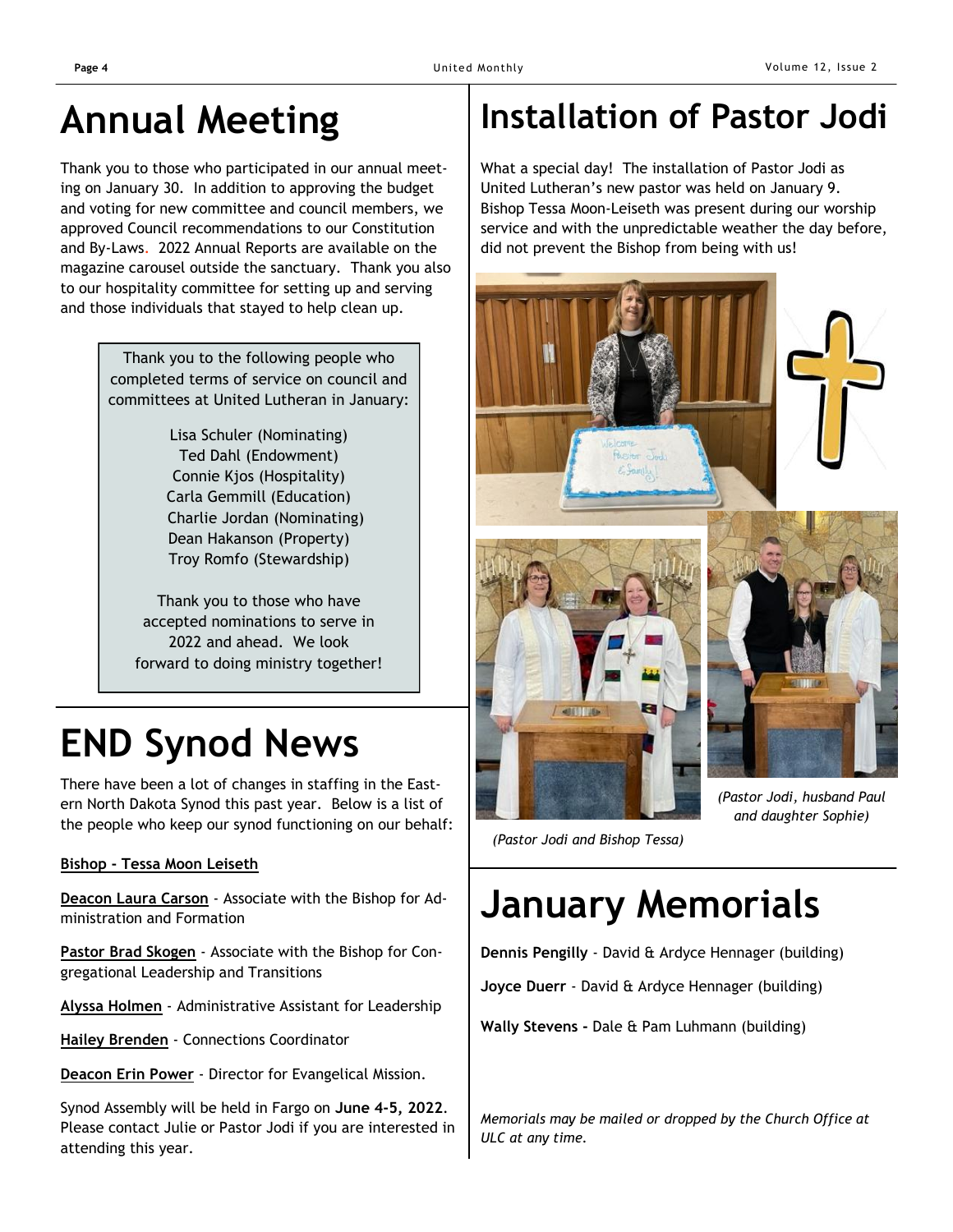# Annual Meeting

Thank you to those who participated in our annual meeting on January 30. In addition to approving the budget and voting for new committee and council members, we approved Council recommendations to our Constitution and By-Laws. 2022 Annual Reports are available on the magazine carousel outside the sanctuary. Thank you also to our hospitality committee for setting up and serving and those individuals that stayed to help clean up.

Thank you to the following people who completed terms of service on council and committees at United Lutheran in January:

Lisa Schuler (Nominating)
Ted Dahl (Endowment)
Connie Kjos (Hospitality)
Carla Gemmill (Education)
Charlie Jordan (Nominating)
Dean Hakanson (Property)
Troy Romfo (Stewardship)

Thank you to those who have accepted nominations to serve in 2022 and ahead. We look forward to doing ministry together!

# END Synod News

There have been a lot of changes in staffing in the Eastern North Dakota Synod this past year. Below is a list of the people who keep our synod functioning on our behalf:

**Bishop - Tessa Moon Leiseth**

**Deacon Laura Carson** - Associate with the Bishop for Administration and Formation

**Pastor Brad Skogen** - Associate with the Bishop for Congregational Leadership and Transitions

**Alyssa Holmen** - Administrative Assistant for Leadership

**Hailey Brenden** - Connections Coordinator

**Deacon Erin Power** - Director for Evangelical Mission.

Synod Assembly will be held in Fargo on **June 4-5, 2022**. Please contact Julie or Pastor Jodi if you are interested in attending this year.

# Installation of Pastor Jodi

What a special day! The installation of Pastor Jodi as United Lutheran's new pastor was held on January 9. Bishop Tessa Moon-Leiseth was present during our worship service and with the unpredictable weather the day before, did not prevent the Bishop from being with us!

*(Pastor Jodi and Bishop Tessa)*

*(Pastor Jodi, husband Paul and daughter Sophie)*

# January Memorials

**Dennis Pengilly** - David & Ardyce Hennager (building)

**Joyce Duerr** - David & Ardyce Hennager (building)

**Wally Stevens -** Dale & Pam Luhmann (building)

*Memorials may be mailed or dropped by the Church Office at ULC at any time.*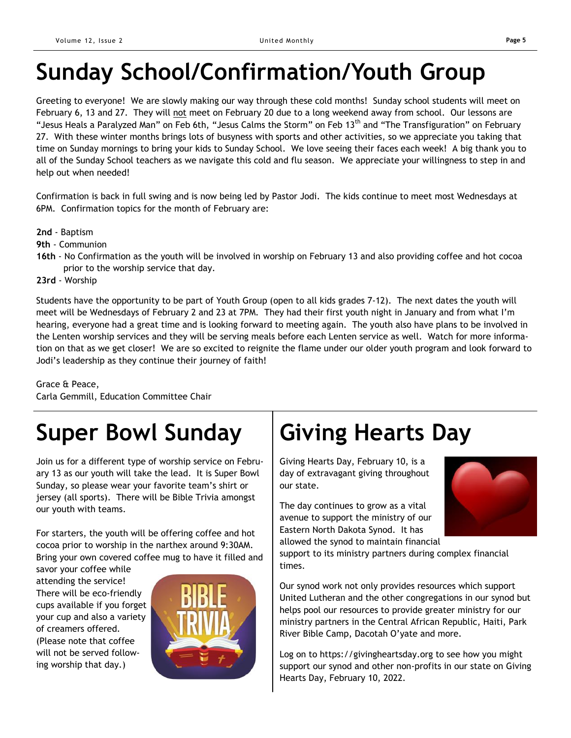# Sunday School/Confirmation/Youth Group

Greeting to everyone! We are slowly making our way through these cold months! Sunday school students will meet on February 6, 13 and 27. They will not meet on February 20 due to a long weekend away from school. Our lessons are "Jesus Heals a Paralyzed Man" on Feb 6th, "Jesus Calms the Storm" on Feb 13th and "The Transfiguration" on February 27. With these winter months brings lots of busyness with sports and other activities, so we appreciate you taking that time on Sunday mornings to bring your kids to Sunday School. We love seeing their faces each week! A big thank you to all of the Sunday School teachers as we navigate this cold and flu season. We appreciate your willingness to step in and help out when needed!

Confirmation is back in full swing and is now being led by Pastor Jodi. The kids continue to meet most Wednesdays at 6PM. Confirmation topics for the month of February are:

**2nd** - Baptism
**9th** - Communion
**16th** - No Confirmation as the youth will be involved in worship on February 13 and also providing coffee and hot cocoa prior to the worship service that day.
**23rd** - Worship

Students have the opportunity to be part of Youth Group (open to all kids grades 7-12). The next dates the youth will meet will be Wednesdays of February 2 and 23 at 7PM. They had their first youth night in January and from what I'm hearing, everyone had a great time and is looking forward to meeting again. The youth also have plans to be involved in the Lenten worship services and they will be serving meals before each Lenten service as well. Watch for more information on that as we get closer! We are so excited to reignite the flame under our older youth program and look forward to Jodi's leadership as they continue their journey of faith!

Grace & Peace,
Carla Gemmill, Education Committee Chair

# Super Bowl Sunday

Join us for a different type of worship service on February 13 as our youth will take the lead. It is Super Bowl Sunday, so please wear your favorite team's shirt or jersey (all sports). There will be Bible Trivia amongst our youth with teams.

For starters, the youth will be offering coffee and hot cocoa prior to worship in the narthex around 9:30AM. Bring your own covered coffee mug to have it filled and savor your coffee while attending the service! There will be eco-friendly cups available if you forget your cup and also a variety of creamers offered. (Please note that coffee will not be served following worship that day.)

# Giving Hearts Day

Giving Hearts Day, February 10, is a day of extravagant giving throughout our state.

The day continues to grow as a vital avenue to support the ministry of our Eastern North Dakota Synod. It has allowed the synod to maintain financial support to its ministry partners during complex financial times.

Our synod work not only provides resources which support United Lutheran and the other congregations in our synod but helps pool our resources to provide greater ministry for our ministry partners in the Central African Republic, Haiti, Park River Bible Camp, Dacotah O'yate and more.

Log on to https://givingheartsday.org to see how you might support our synod and other non-profits in our state on Giving Hearts Day, February 10, 2022.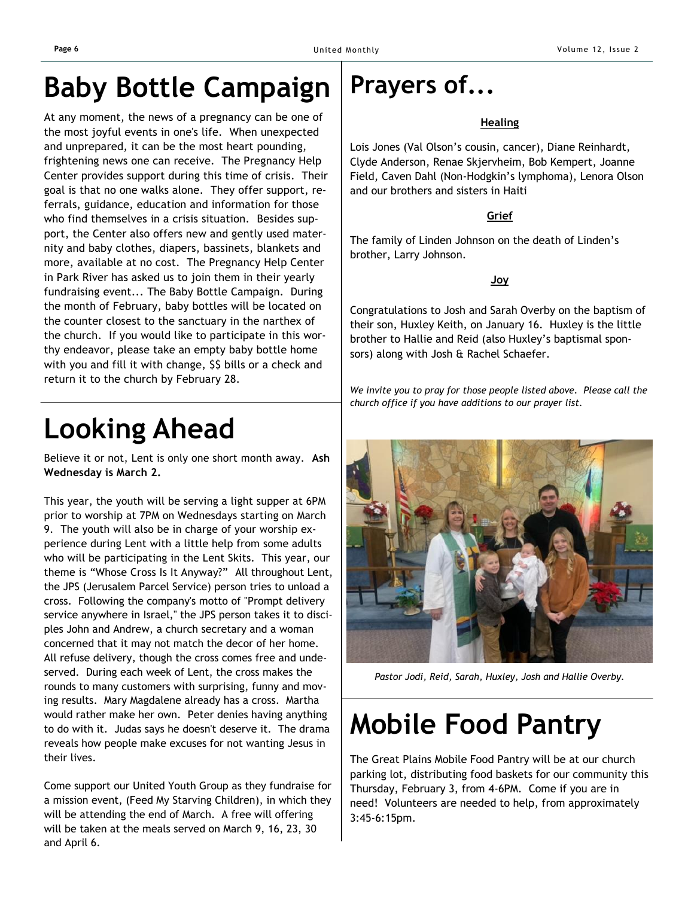# Baby Bottle Campaign

At any moment, the news of a pregnancy can be one of the most joyful events in one's life. When unexpected and unprepared, it can be the most heart pounding, frightening news one can receive. The Pregnancy Help Center provides support during this time of crisis. Their goal is that no one walks alone. They offer support, referrals, guidance, education and information for those who find themselves in a crisis situation. Besides support, the Center also offers new and gently used maternity and baby clothes, diapers, bassinets, blankets and more, available at no cost. The Pregnancy Help Center in Park River has asked us to join them in their yearly fundraising event... The Baby Bottle Campaign. During the month of February, baby bottles will be located on the counter closest to the sanctuary in the narthex of the church. If you would like to participate in this worthy endeavor, please take an empty baby bottle home with you and fill it with change, $$ bills or a check and return it to the church by February 28.

# Looking Ahead

Believe it or not, Lent is only one short month away. **Ash Wednesday is March 2.**

This year, the youth will be serving a light supper at 6PM prior to worship at 7PM on Wednesdays starting on March 9. The youth will also be in charge of your worship experience during Lent with a little help from some adults who will be participating in the Lent Skits. This year, our theme is "Whose Cross Is It Anyway?" All throughout Lent, the JPS (Jerusalem Parcel Service) person tries to unload a cross. Following the company's motto of "Prompt delivery service anywhere in Israel," the JPS person takes it to disciples John and Andrew, a church secretary and a woman concerned that it may not match the decor of her home. All refuse delivery, though the cross comes free and undeserved. During each week of Lent, the cross makes the rounds to many customers with surprising, funny and moving results. Mary Magdalene already has a cross. Martha would rather make her own. Peter denies having anything to do with it. Judas says he doesn't deserve it. The drama reveals how people make excuses for not wanting Jesus in their lives.

Come support our United Youth Group as they fundraise for a mission event, (Feed My Starving Children), in which they will be attending the end of March. A free will offering will be taken at the meals served on March 9, 16, 23, 30 and April 6.

# Prayers of...

**Healing**

Lois Jones (Val Olson's cousin, cancer), Diane Reinhardt, Clyde Anderson, Renae Skjervheim, Bob Kempert, Joanne Field, Caven Dahl (Non-Hodgkin's lymphoma), Lenora Olson and our brothers and sisters in Haiti

**Grief**

The family of Linden Johnson on the death of Linden's brother, Larry Johnson.

**Joy**

Congratulations to Josh and Sarah Overby on the baptism of their son, Huxley Keith, on January 16. Huxley is the little brother to Hallie and Reid (also Huxley's baptismal sponsors) along with Josh & Rachel Schaefer.

*We invite you to pray for those people listed above. Please call the church office if you have additions to our prayer list.*

*Pastor Jodi, Reid, Sarah, Huxley, Josh and Hallie Overby.*

# Mobile Food Pantry

The Great Plains Mobile Food Pantry will be at our church parking lot, distributing food baskets for our community this Thursday, February 3, from 4-6PM. Come if you are in need! Volunteers are needed to help, from approximately 3:45-6:15pm.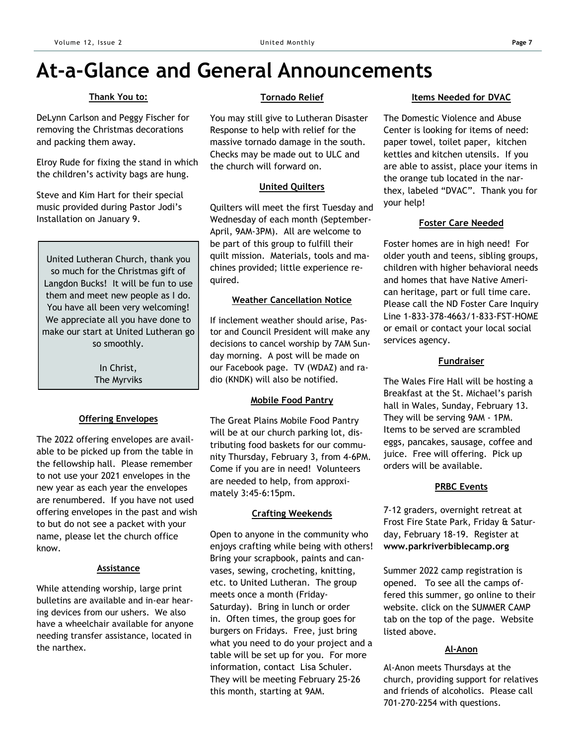# At-a-Glance and General Announcements

**Thank You to:**

DeLynn Carlson and Peggy Fischer for removing the Christmas decorations and packing them away.

Elroy Rude for fixing the stand in which the children's activity bags are hung.

Steve and Kim Hart for their special music provided during Pastor Jodi's Installation on January 9.

> United Lutheran Church, thank you so much for the Christmas gift of Langdon Bucks! It will be fun to use them and meet new people as I do. You have all been very welcoming! We appreciate all you have done to make our start at United Lutheran go so smoothly.
>
> In Christ,
> The Myrviks

**Offering Envelopes**

The 2022 offering envelopes are available to be picked up from the table in the fellowship hall. Please remember to not use your 2021 envelopes in the new year as each year the envelopes are renumbered. If you have not used offering envelopes in the past and wish to but do not see a packet with your name, please let the church office know.

**Assistance**

While attending worship, large print bulletins are available and in-ear hearing devices from our ushers. We also have a wheelchair available for anyone needing transfer assistance, located in the narthex.

**Tornado Relief**

You may still give to Lutheran Disaster Response to help with relief for the massive tornado damage in the south. Checks may be made out to ULC and the church will forward on.

**United Quilters**

Quilters will meet the first Tuesday and Wednesday of each month (September-April, 9AM-3PM). All are welcome to be part of this group to fulfill their quilt mission. Materials, tools and machines provided; little experience required.

**Weather Cancellation Notice**

If inclement weather should arise, Pastor and Council President will make any decisions to cancel worship by 7AM Sunday morning. A post will be made on our Facebook page. TV (WDAZ) and radio (KNDK) will also be notified.

**Mobile Food Pantry**

The Great Plains Mobile Food Pantry will be at our church parking lot, distributing food baskets for our community Thursday, February 3, from 4-6PM. Come if you are in need! Volunteers are needed to help, from approximately 3:45-6:15pm.

**Crafting Weekends**

Open to anyone in the community who enjoys crafting while being with others! Bring your scrapbook, paints and canvases, sewing, crocheting, knitting, etc. to United Lutheran. The group meets once a month (Friday-Saturday). Bring in lunch or order in. Often times, the group goes for burgers on Fridays. Free, just bring what you need to do your project and a table will be set up for you. For more information, contact Lisa Schuler. They will be meeting February 25-26 this month, starting at 9AM.

**Items Needed for DVAC**

The Domestic Violence and Abuse Center is looking for items of need: paper towel, toilet paper, kitchen kettles and kitchen utensils. If you are able to assist, place your items in the orange tub located in the narthex, labeled "DVAC". Thank you for your help!

**Foster Care Needed**

Foster homes are in high need! For older youth and teens, sibling groups, children with higher behavioral needs and homes that have Native American heritage, part or full time care. Please call the ND Foster Care Inquiry Line 1-833-378-4663/1-833-FST-HOME or email or contact your local social services agency.

**Fundraiser**

The Wales Fire Hall will be hosting a Breakfast at the St. Michael's parish hall in Wales, Sunday, February 13. They will be serving 9AM - 1PM. Items to be served are scrambled eggs, pancakes, sausage, coffee and juice. Free will offering. Pick up orders will be available.

**PRBC Events**

7-12 graders, overnight retreat at Frost Fire State Park, Friday & Saturday, February 18-19. Register at **www.parkriverbiblecamp.org**

Summer 2022 camp registration is opened. To see all the camps offered this summer, go online to their website. click on the SUMMER CAMP tab on the top of the page. Website listed above.

**Al-Anon**

Al-Anon meets Thursdays at the church, providing support for relatives and friends of alcoholics. Please call 701-270-2254 with questions.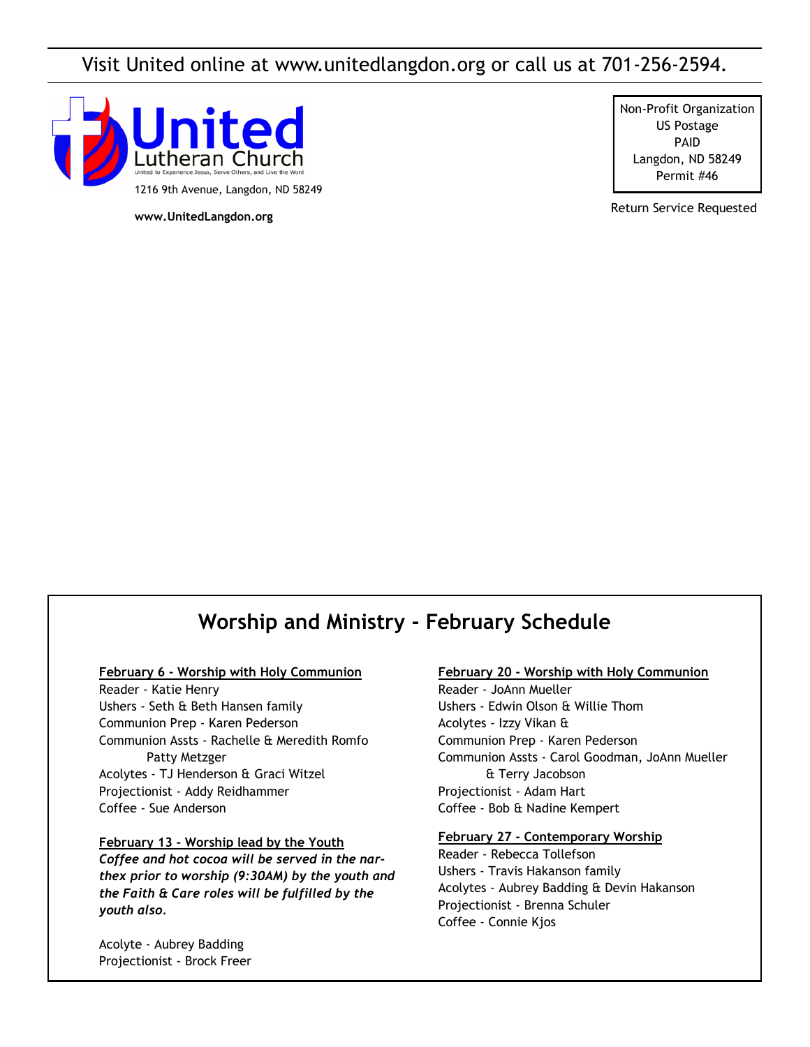Visit United online at www.unitedlangdon.org or call us at 701-256-2594.

United Lutheran Church
United to Experience Jesus, Serve Others, and Live the Word

1216 9th Avenue, Langdon, ND 58249

**www.UnitedLangdon.org**

Non-Profit Organization
US Postage
PAID
Langdon, ND 58249
Permit #46

Return Service Requested

## Worship and Ministry - February Schedule

**February 6 - Worship with Holy Communion**

Reader - Katie Henry
Ushers - Seth & Beth Hansen family
Communion Prep - Karen Pederson
Communion Assts - Rachelle & Meredith Romfo
Patty Metzger
Acolytes - TJ Henderson & Graci Witzel
Projectionist - Addy Reidhammer
Coffee - Sue Anderson

**February 13 - Worship lead by the Youth**

***Coffee and hot cocoa will be served in the narthex prior to worship (9:30AM) by the youth and the Faith & Care roles will be fulfilled by the youth also.***

Acolyte - Aubrey Badding
Projectionist - Brock Freer

**February 20 - Worship with Holy Communion**

Reader - JoAnn Mueller
Ushers - Edwin Olson & Willie Thom
Acolytes - Izzy Vikan &
Communion Prep - Karen Pederson
Communion Assts - Carol Goodman, JoAnn Mueller
& Terry Jacobson
Projectionist - Adam Hart
Coffee - Bob & Nadine Kempert

**February 27 - Contemporary Worship**

Reader - Rebecca Tollefson
Ushers - Travis Hakanson family
Acolytes - Aubrey Badding & Devin Hakanson
Projectionist - Brenna Schuler
Coffee - Connie Kjos